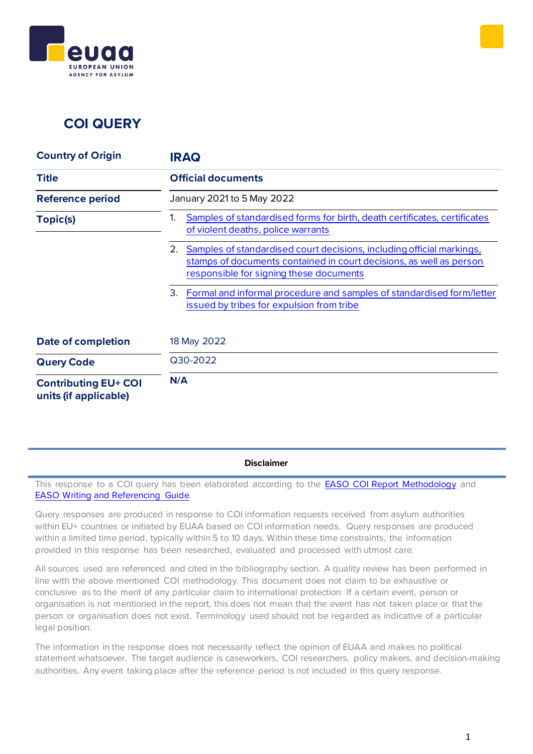# COI QUERY

| | |
|---|---|
| **Country of Origin** | **IRAQ** |
| **Title** | **Official documents** |
| **Reference period** | January 2021 to 5 May 2022 |
| **Topic(s)** | 1. [Samples of standardised forms for birth, death certificates, certificates of violent deaths, police warrants](#) |
| | 2. [Samples of standardised court decisions, including official markings, stamps of documents contained in court decisions, as well as person responsible for signing these documents](#) |
| | 3. [Formal and informal procedure and samples of standardised form/letter issued by tribes for expulsion from tribe](#) |
| **Date of completion** | 18 May 2022 |
| **Query Code** | Q30-2022 |
| **Contributing EU+ COI units (if applicable)** | **N/A** |

**Disclaimer**

This response to a COI query has been elaborated according to the [EASO COI Report Methodology](#) and [EASO Writing and Referencing Guide](#).

Query responses are produced in response to COI information requests received from asylum authorities within EU+ countries or initiated by EUAA based on COI information needs. Query responses are produced within a limited time period, typically within 5 to 10 days. Within these time constraints, the information provided in this response has been researched, evaluated and processed with utmost care.

All sources used are referenced and cited in the bibliography section. A quality review has been performed in line with the above mentioned COI methodology. This document does not claim to be exhaustive or conclusive as to the merit of any particular claim to international protection. If a certain event, person or organisation is not mentioned in the report, this does not mean that the event has not taken place or that the person or organisation does not exist. Terminology used should not be regarded as indicative of a particular legal position.

The information in the response does not necessarily reflect the opinion of EUAA and makes no political statement whatsoever. The target audience is caseworkers, COI researchers, policy makers, and decision-making authorities. Any event taking place after the reference period is not included in this query response.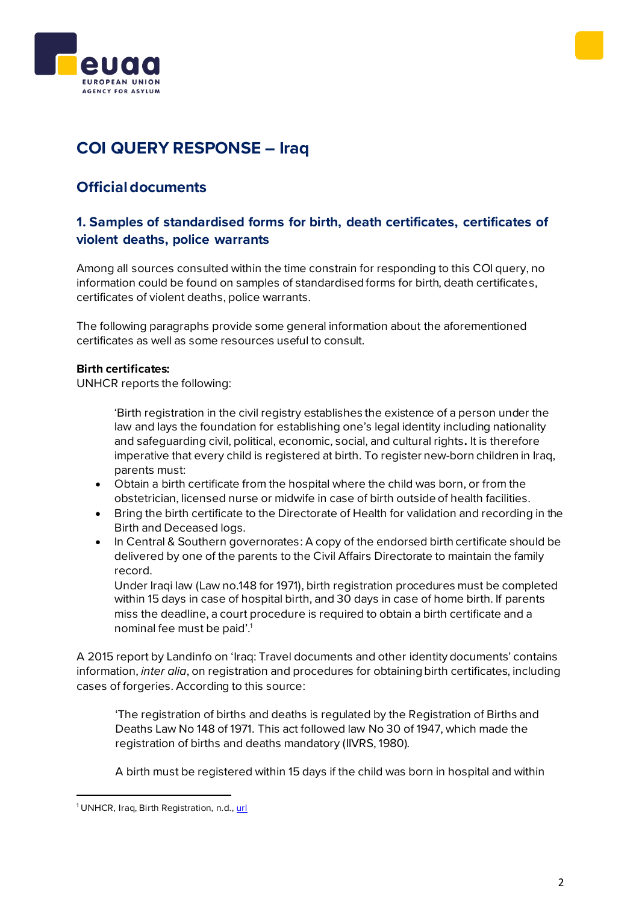# COI QUERY RESPONSE – Iraq

## Official documents

### 1. Samples of standardised forms for birth, death certificates, certificates of violent deaths, police warrants

Among all sources consulted within the time constrain for responding to this COI query, no information could be found on samples of standardised forms for birth, death certificates, certificates of violent deaths, police warrants.

The following paragraphs provide some general information about the aforementioned certificates as well as some resources useful to consult.

**Birth certificates:**
UNHCR reports the following:

> 'Birth registration in the civil registry establishes the existence of a person under the law and lays the foundation for establishing one's legal identity including nationality and safeguarding civil, political, economic, social, and cultural rights**.** It is therefore imperative that every child is registered at birth. To register new-born children in Iraq, parents must:
>
> - Obtain a birth certificate from the hospital where the child was born, or from the obstetrician, licensed nurse or midwife in case of birth outside of health facilities.
> - Bring the birth certificate to the Directorate of Health for validation and recording in the Birth and Deceased logs.
> - In Central & Southern governorates: A copy of the endorsed birth certificate should be delivered by one of the parents to the Civil Affairs Directorate to maintain the family record.
>
> Under Iraqi law (Law no.148 for 1971), birth registration procedures must be completed within 15 days in case of hospital birth, and 30 days in case of home birth. If parents miss the deadline, a court procedure is required to obtain a birth certificate and a nominal fee must be paid'.[1]

A 2015 report by Landinfo on 'Iraq: Travel documents and other identity documents' contains information, *inter alia*, on registration and procedures for obtaining birth certificates, including cases of forgeries. According to this source:

> 'The registration of births and deaths is regulated by the Registration of Births and Deaths Law No 148 of 1971. This act followed law No 30 of 1947, which made the registration of births and deaths mandatory (IIVRS, 1980).
>
> A birth must be registered within 15 days if the child was born in hospital and within

[1] UNHCR, Iraq, Birth Registration, n.d., url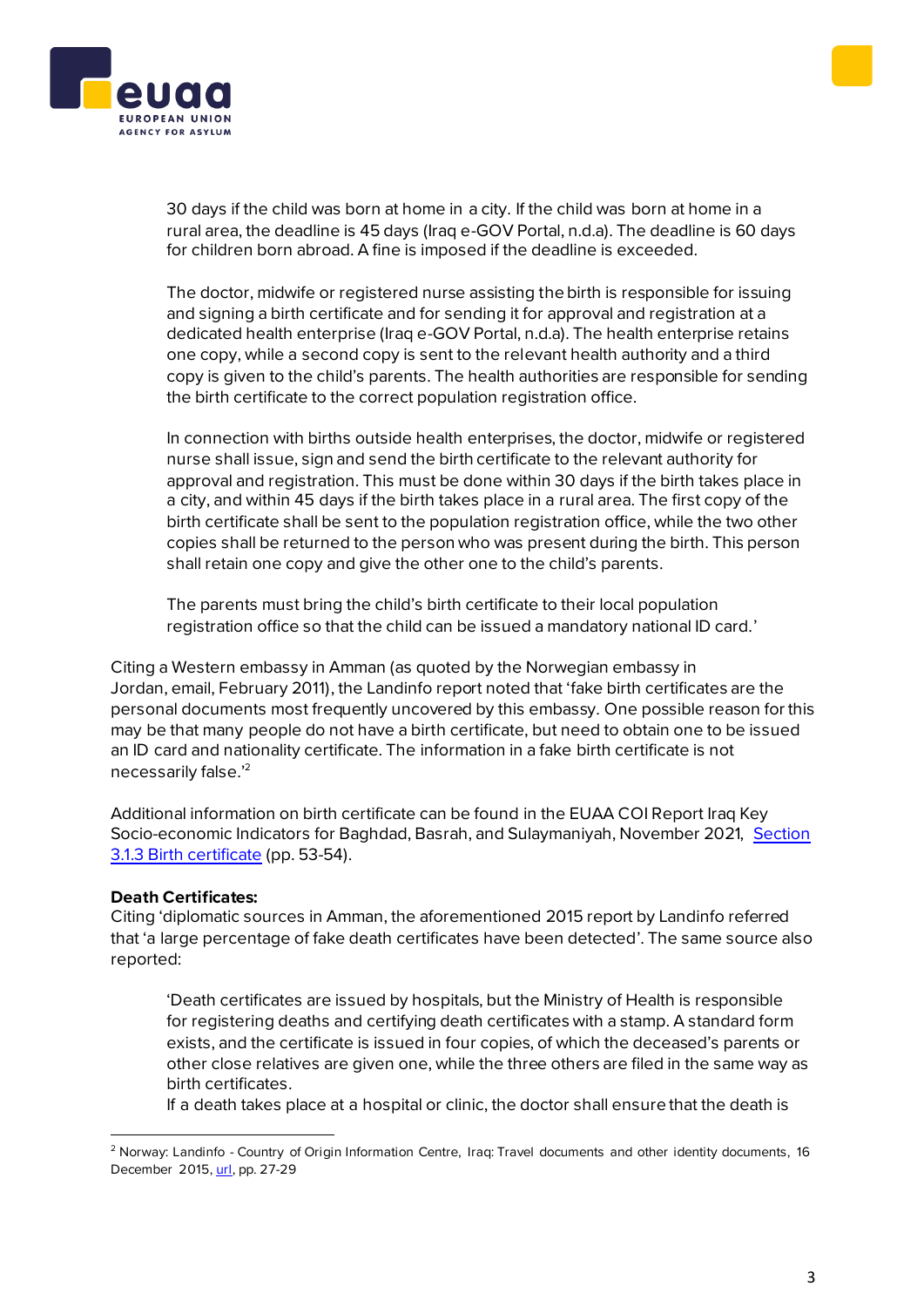30 days if the child was born at home in a city. If the child was born at home in a rural area, the deadline is 45 days (Iraq e-GOV Portal, n.d.a). The deadline is 60 days for children born abroad. A fine is imposed if the deadline is exceeded.

> The doctor, midwife or registered nurse assisting the birth is responsible for issuing and signing a birth certificate and for sending it for approval and registration at a dedicated health enterprise (Iraq e-GOV Portal, n.d.a). The health enterprise retains one copy, while a second copy is sent to the relevant health authority and a third copy is given to the child's parents. The health authorities are responsible for sending the birth certificate to the correct population registration office.
>
> In connection with births outside health enterprises, the doctor, midwife or registered nurse shall issue, sign and send the birth certificate to the relevant authority for approval and registration. This must be done within 30 days if the birth takes place in a city, and within 45 days if the birth takes place in a rural area. The first copy of the birth certificate shall be sent to the population registration office, while the two other copies shall be returned to the person who was present during the birth. This person shall retain one copy and give the other one to the child's parents.
>
> The parents must bring the child's birth certificate to their local population registration office so that the child can be issued a mandatory national ID card.'

Citing a Western embassy in Amman (as quoted by the Norwegian embassy in Jordan, email, February 2011), the Landinfo report noted that 'fake birth certificates are the personal documents most frequently uncovered by this embassy. One possible reason for this may be that many people do not have a birth certificate, but need to obtain one to be issued an ID card and nationality certificate. The information in a fake birth certificate is not necessarily false.'[2]

Additional information on birth certificate can be found in the EUAA COI Report Iraq Key Socio-economic Indicators for Baghdad, Basrah, and Sulaymaniyah, November 2021, Section 3.1.3 Birth certificate (pp. 53-54).

**Death Certificates:**
Citing 'diplomatic sources in Amman, the aforementioned 2015 report by Landinfo referred that 'a large percentage of fake death certificates have been detected'. The same source also reported:

> 'Death certificates are issued by hospitals, but the Ministry of Health is responsible for registering deaths and certifying death certificates with a stamp. A standard form exists, and the certificate is issued in four copies, of which the deceased's parents or other close relatives are given one, while the three others are filed in the same way as birth certificates.
> If a death takes place at a hospital or clinic, the doctor shall ensure that the death is

---

[2] Norway: Landinfo - Country of Origin Information Centre, Iraq: Travel documents and other identity documents, 16 December 2015, url, pp. 27-29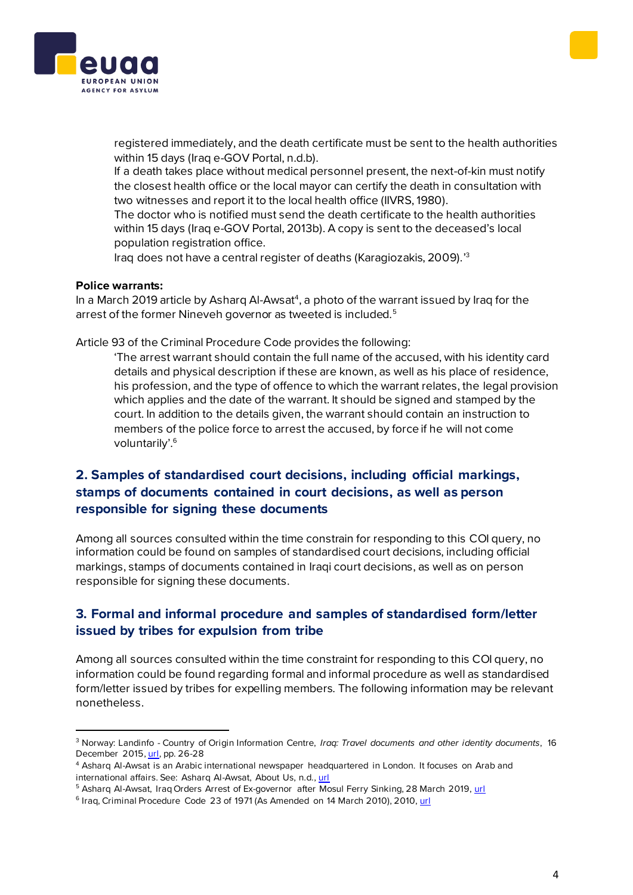> registered immediately, and the death certificate must be sent to the health authorities within 15 days (Iraq e-GOV Portal, n.d.b).
> If a death takes place without medical personnel present, the next-of-kin must notify the closest health office or the local mayor can certify the death in consultation with two witnesses and report it to the local health office (IIVRS, 1980).
> The doctor who is notified must send the death certificate to the health authorities within 15 days (Iraq e-GOV Portal, 2013b). A copy is sent to the deceased's local population registration office.
> Iraq does not have a central register of deaths (Karagiozakis, 2009).'[3]

**Police warrants:**
In a March 2019 article by Asharq Al-Awsat[4], a photo of the warrant issued by Iraq for the arrest of the former Nineveh governor as tweeted is included.[5]

Article 93 of the Criminal Procedure Code provides the following:

> 'The arrest warrant should contain the full name of the accused, with his identity card details and physical description if these are known, as well as his place of residence, his profession, and the type of offence to which the warrant relates, the legal provision which applies and the date of the warrant. It should be signed and stamped by the court. In addition to the details given, the warrant should contain an instruction to members of the police force to arrest the accused, by force if he will not come voluntarily'.[6]

## 2. Samples of standardised court decisions, including official markings, stamps of documents contained in court decisions, as well as person responsible for signing these documents

Among all sources consulted within the time constrain for responding to this COI query, no information could be found on samples of standardised court decisions, including official markings, stamps of documents contained in Iraqi court decisions, as well as on person responsible for signing these documents.

## 3. Formal and informal procedure and samples of standardised form/letter issued by tribes for expulsion from tribe

Among all sources consulted within the time constraint for responding to this COI query, no information could be found regarding formal and informal procedure as well as standardised form/letter issued by tribes for expelling members. The following information may be relevant nonetheless.

---

[3] Norway: Landinfo - Country of Origin Information Centre, *Iraq: Travel documents and other identity documents*, 16 December 2015, url, pp. 26-28

[4] Asharq Al-Awsat is an Arabic international newspaper headquartered in London. It focuses on Arab and international affairs. See: Asharq Al-Awsat, About Us, n.d., url

[5] Asharq Al-Awsat, Iraq Orders Arrest of Ex-governor after Mosul Ferry Sinking, 28 March 2019, url

[6] Iraq, Criminal Procedure Code 23 of 1971 (As Amended on 14 March 2010), 2010, url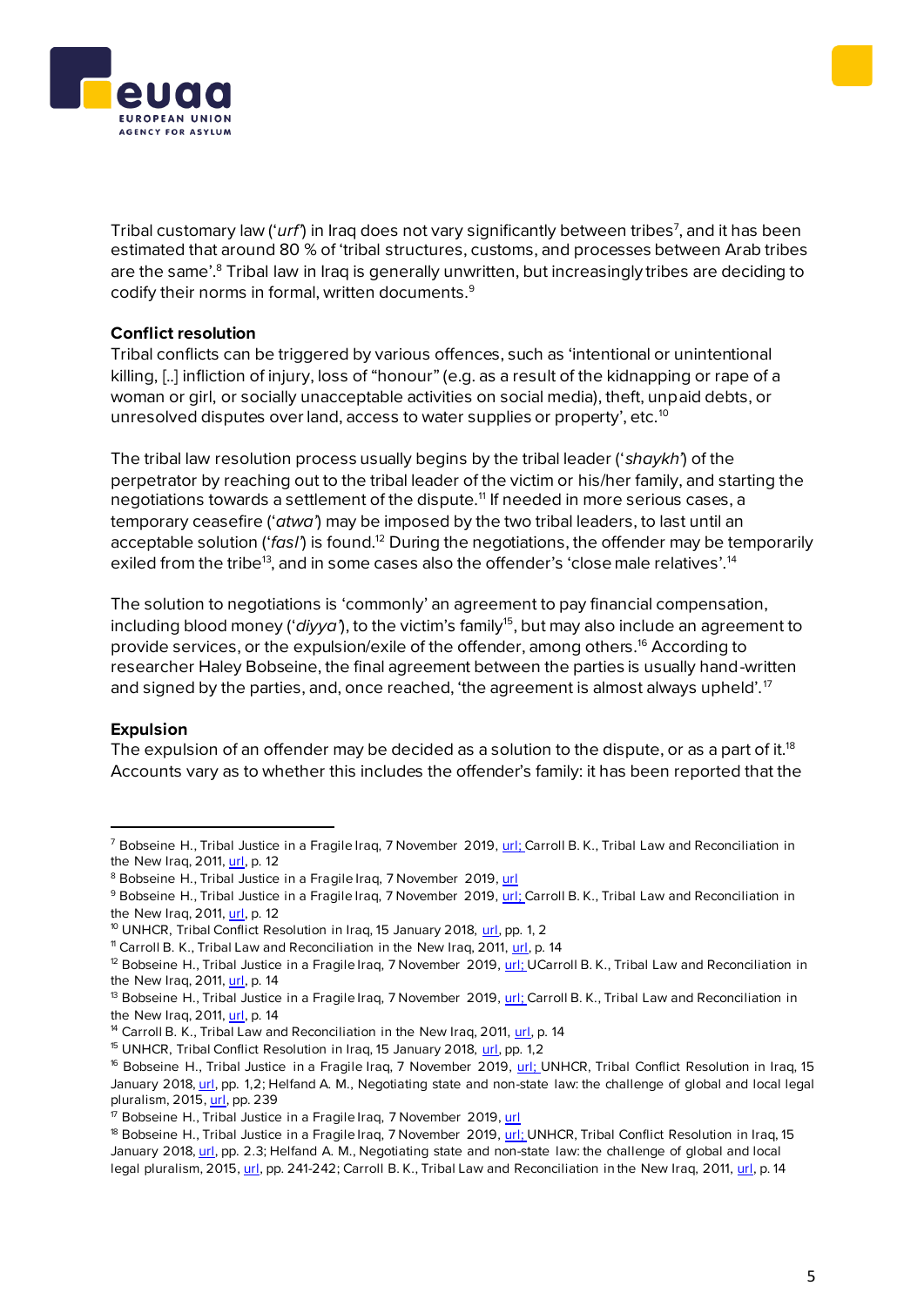Tribal customary law ('*urf*') in Iraq does not vary significantly between tribes[7], and it has been estimated that around 80 % of 'tribal structures, customs, and processes between Arab tribes are the same'.[8] Tribal law in Iraq is generally unwritten, but increasingly tribes are deciding to codify their norms in formal, written documents.[9]

**Conflict resolution**

Tribal conflicts can be triggered by various offences, such as 'intentional or unintentional killing, [..] infliction of injury, loss of "honour" (e.g. as a result of the kidnapping or rape of a woman or girl, or socially unacceptable activities on social media), theft, unpaid debts, or unresolved disputes over land, access to water supplies or property', etc.[10]

The tribal law resolution process usually begins by the tribal leader ('*shaykh*') of the perpetrator by reaching out to the tribal leader of the victim or his/her family, and starting the negotiations towards a settlement of the dispute.[11] If needed in more serious cases, a temporary ceasefire ('*atwa*') may be imposed by the two tribal leaders, to last until an acceptable solution ('*fasl*') is found.[12] During the negotiations, the offender may be temporarily exiled from the tribe[13], and in some cases also the offender's 'close male relatives'.[14]

The solution to negotiations is 'commonly' an agreement to pay financial compensation, including blood money ('*diyya*'), to the victim's family[15], but may also include an agreement to provide services, or the expulsion/exile of the offender, among others.[16] According to researcher Haley Bobseine, the final agreement between the parties is usually hand-written and signed by the parties, and, once reached, 'the agreement is almost always upheld'.[17]

**Expulsion**

The expulsion of an offender may be decided as a solution to the dispute, or as a part of it.[18] Accounts vary as to whether this includes the offender's family: it has been reported that the

---

[7] Bobseine H., Tribal Justice in a Fragile Iraq, 7 November 2019, url; Carroll B. K., Tribal Law and Reconciliation in the New Iraq, 2011, url, p. 12

[8] Bobseine H., Tribal Justice in a Fragile Iraq, 7 November 2019, url

[9] Bobseine H., Tribal Justice in a Fragile Iraq, 7 November 2019, url; Carroll B. K., Tribal Law and Reconciliation in the New Iraq, 2011, url, p. 12

[10] UNHCR, Tribal Conflict Resolution in Iraq, 15 January 2018, url, pp. 1, 2

[11] Carroll B. K., Tribal Law and Reconciliation in the New Iraq, 2011, url, p. 14

[12] Bobseine H., Tribal Justice in a Fragile Iraq, 7 November 2019, url; UCarroll B. K., Tribal Law and Reconciliation in the New Iraq, 2011, url, p. 14

[13] Bobseine H., Tribal Justice in a Fragile Iraq, 7 November 2019, url; Carroll B. K., Tribal Law and Reconciliation in the New Iraq, 2011, url, p. 14

[14] Carroll B. K., Tribal Law and Reconciliation in the New Iraq, 2011, url, p. 14

[15] UNHCR, Tribal Conflict Resolution in Iraq, 15 January 2018, url, pp. 1,2

[16] Bobseine H., Tribal Justice in a Fragile Iraq, 7 November 2019, url; UNHCR, Tribal Conflict Resolution in Iraq, 15 January 2018, url, pp. 1,2; Helfand A. M., Negotiating state and non-state law: the challenge of global and local legal pluralism, 2015, url, pp. 239

[17] Bobseine H., Tribal Justice in a Fragile Iraq, 7 November 2019, url

[18] Bobseine H., Tribal Justice in a Fragile Iraq, 7 November 2019, url; UNHCR, Tribal Conflict Resolution in Iraq, 15 January 2018, url, pp. 2.3; Helfand A. M., Negotiating state and non-state law: the challenge of global and local legal pluralism, 2015, url, pp. 241-242; Carroll B. K., Tribal Law and Reconciliation in the New Iraq, 2011, url, p. 14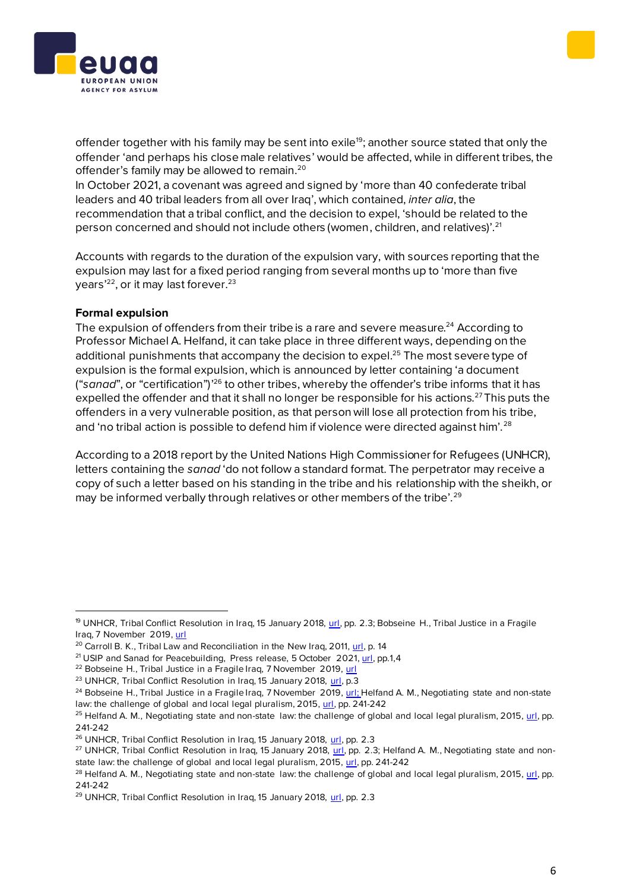offender together with his family may be sent into exile[19]; another source stated that only the offender 'and perhaps his close male relatives' would be affected, while in different tribes, the offender's family may be allowed to remain.[20]
In October 2021, a covenant was agreed and signed by 'more than 40 confederate tribal leaders and 40 tribal leaders from all over Iraq', which contained, *inter alia*, the recommendation that a tribal conflict, and the decision to expel, 'should be related to the person concerned and should not include others (women, children, and relatives)'.[21]

Accounts with regards to the duration of the expulsion vary, with sources reporting that the expulsion may last for a fixed period ranging from several months up to 'more than five years'[22], or it may last forever.[23]

**Formal expulsion**

The expulsion of offenders from their tribe is a rare and severe measure.[24] According to Professor Michael A. Helfand, it can take place in three different ways, depending on the additional punishments that accompany the decision to expel.[25] The most severe type of expulsion is the formal expulsion, which is announced by letter containing 'a document ("*sanad*", or "certification")'[26] to other tribes, whereby the offender's tribe informs that it has expelled the offender and that it shall no longer be responsible for his actions.[27] This puts the offenders in a very vulnerable position, as that person will lose all protection from his tribe, and 'no tribal action is possible to defend him if violence were directed against him'.[28]

According to a 2018 report by the United Nations High Commissioner for Refugees (UNHCR), letters containing the *sanad* 'do not follow a standard format. The perpetrator may receive a copy of such a letter based on his standing in the tribe and his relationship with the sheikh, or may be informed verbally through relatives or other members of the tribe'.[29]

---

[19] UNHCR, Tribal Conflict Resolution in Iraq, 15 January 2018, url, pp. 2.3; Bobseine H., Tribal Justice in a Fragile Iraq, 7 November 2019, url
[20] Carroll B. K., Tribal Law and Reconciliation in the New Iraq, 2011, url, p. 14
[21] USIP and Sanad for Peacebuilding, Press release, 5 October 2021, url, pp.1,4
[22] Bobseine H., Tribal Justice in a Fragile Iraq, 7 November 2019, url
[23] UNHCR, Tribal Conflict Resolution in Iraq, 15 January 2018, url, p.3
[24] Bobseine H., Tribal Justice in a Fragile Iraq, 7 November 2019, url; Helfand A. M., Negotiating state and non-state law: the challenge of global and local legal pluralism, 2015, url, pp. 241-242
[25] Helfand A. M., Negotiating state and non-state law: the challenge of global and local legal pluralism, 2015, url, pp. 241-242
[26] UNHCR, Tribal Conflict Resolution in Iraq, 15 January 2018, url, pp. 2.3
[27] UNHCR, Tribal Conflict Resolution in Iraq, 15 January 2018, url, pp. 2.3; Helfand A. M., Negotiating state and non-state law: the challenge of global and local legal pluralism, 2015, url, pp. 241-242
[28] Helfand A. M., Negotiating state and non-state law: the challenge of global and local legal pluralism, 2015, url, pp. 241-242
[29] UNHCR, Tribal Conflict Resolution in Iraq, 15 January 2018, url, pp. 2.3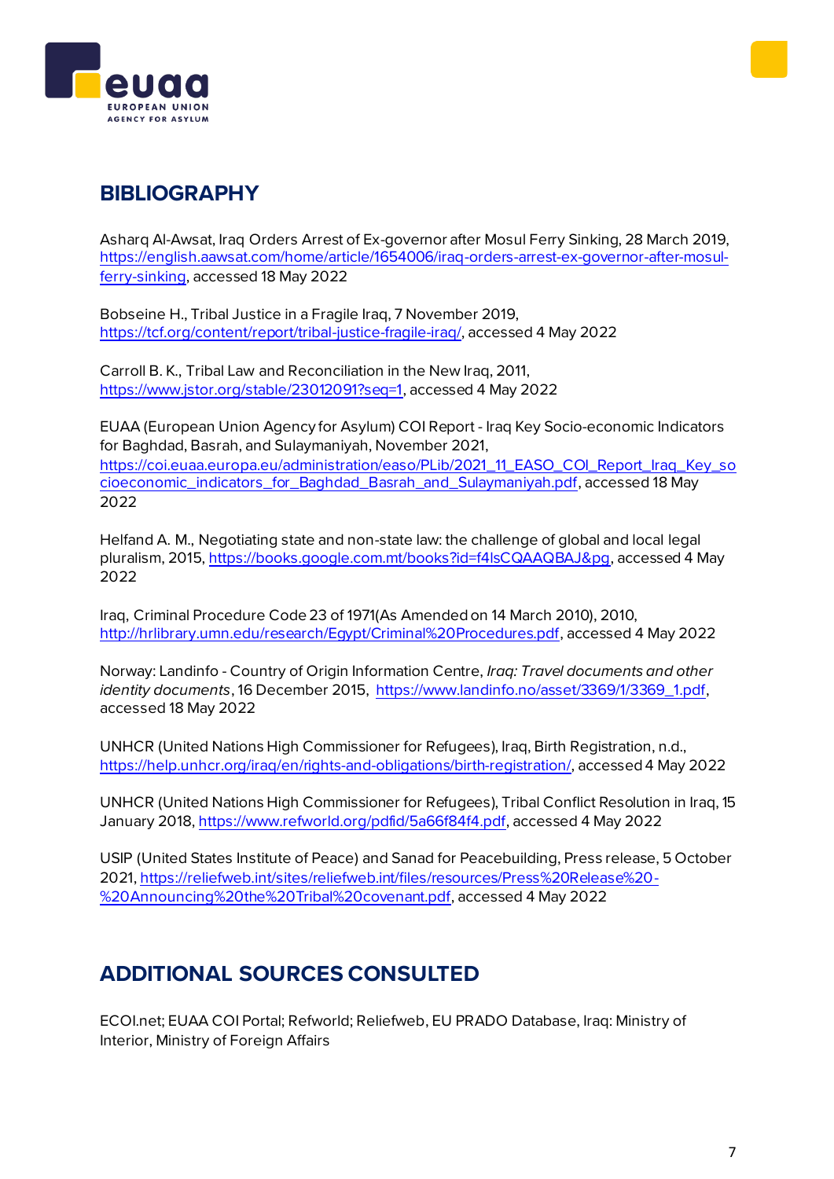## BIBLIOGRAPHY

Asharq Al-Awsat, Iraq Orders Arrest of Ex-governor after Mosul Ferry Sinking, 28 March 2019, https://english.aawsat.com/home/article/1654006/iraq-orders-arrest-ex-governor-after-mosul-ferry-sinking, accessed 18 May 2022

Bobseine H., Tribal Justice in a Fragile Iraq, 7 November 2019, https://tcf.org/content/report/tribal-justice-fragile-iraq/, accessed 4 May 2022

Carroll B. K., Tribal Law and Reconciliation in the New Iraq, 2011, https://www.jstor.org/stable/23012091?seq=1, accessed 4 May 2022

EUAA (European Union Agency for Asylum) COI Report - Iraq Key Socio-economic Indicators for Baghdad, Basrah, and Sulaymaniyah, November 2021, https://coi.euaa.europa.eu/administration/easo/PLib/2021_11_EASO_COI_Report_Iraq_Key_socioeconomic_indicators_for_Baghdad_Basrah_and_Sulaymaniyah.pdf, accessed 18 May 2022

Helfand A. M., Negotiating state and non-state law: the challenge of global and local legal pluralism, 2015, https://books.google.com.mt/books?id=f4lsCQAAQBAJ&pg, accessed 4 May 2022

Iraq, Criminal Procedure Code 23 of 1971(As Amended on 14 March 2010), 2010, http://hrlibrary.umn.edu/research/Egypt/Criminal%20Procedures.pdf, accessed 4 May 2022

Norway: Landinfo - Country of Origin Information Centre, *Iraq: Travel documents and other identity documents*, 16 December 2015, https://www.landinfo.no/asset/3369/1/3369_1.pdf, accessed 18 May 2022

UNHCR (United Nations High Commissioner for Refugees), Iraq, Birth Registration, n.d., https://help.unhcr.org/iraq/en/rights-and-obligations/birth-registration/, accessed 4 May 2022

UNHCR (United Nations High Commissioner for Refugees), Tribal Conflict Resolution in Iraq, 15 January 2018, https://www.refworld.org/pdfid/5a66f84f4.pdf, accessed 4 May 2022

USIP (United States Institute of Peace) and Sanad for Peacebuilding, Press release, 5 October 2021, https://reliefweb.int/sites/reliefweb.int/files/resources/Press%20Release%20-%20Announcing%20the%20Tribal%20covenant.pdf, accessed 4 May 2022

## ADDITIONAL SOURCES CONSULTED

ECOI.net; EUAA COI Portal; Refworld; Reliefweb, EU PRADO Database, Iraq: Ministry of Interior, Ministry of Foreign Affairs